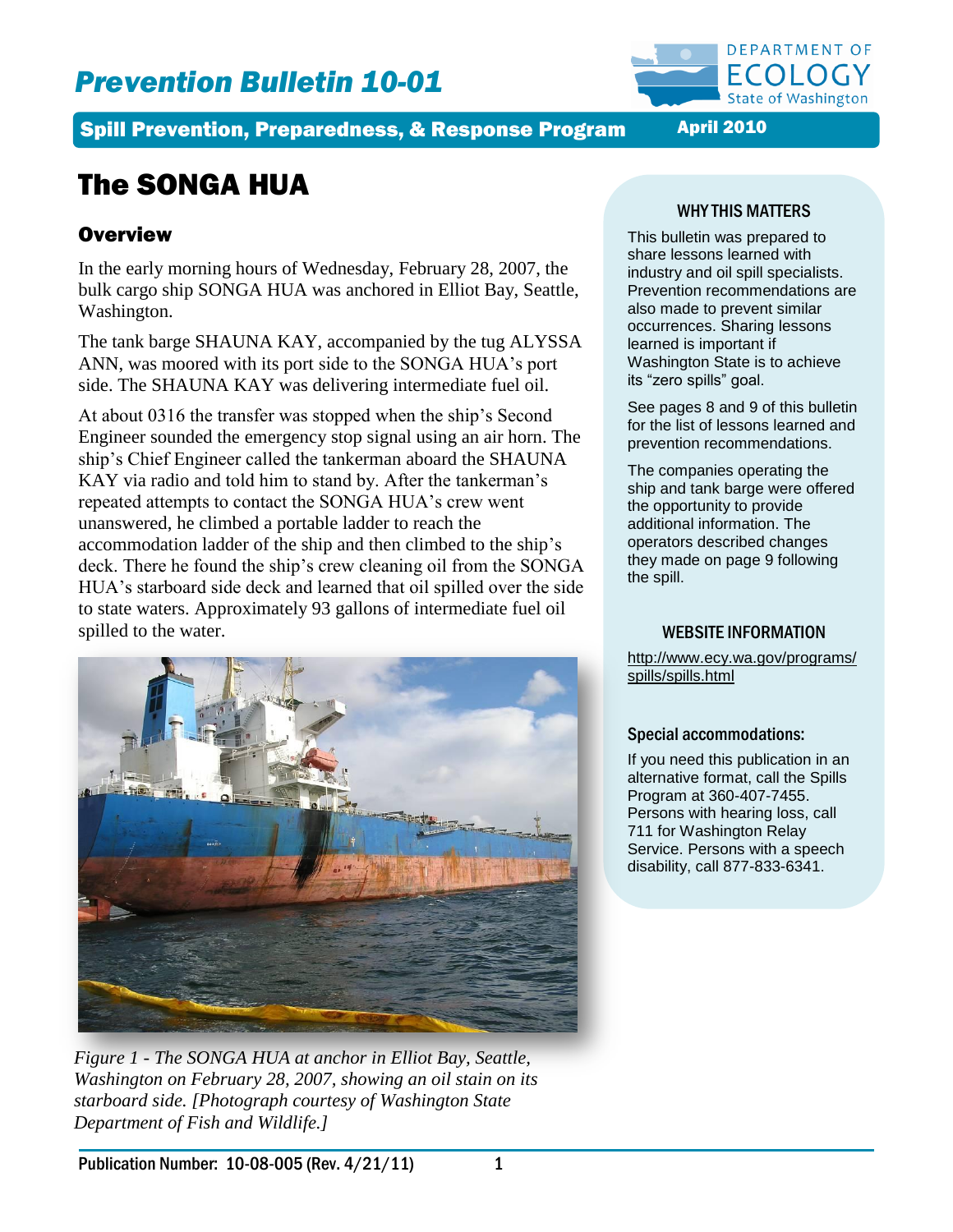# Prevention Bulletin 10-01

**Spill Prevention, Preparedness, & Response Program** — **April 2010**

DEPARTMENT OF ECOLOGY
State of Washington

# The SONGA HUA

## Overview

In the early morning hours of Wednesday, February 28, 2007, the bulk cargo ship SONGA HUA was anchored in Elliot Bay, Seattle, Washington.

The tank barge SHAUNA KAY, accompanied by the tug ALYSSA ANN, was moored with its port side to the SONGA HUA's port side. The SHAUNA KAY was delivering intermediate fuel oil.

At about 0316 the transfer was stopped when the ship's Second Engineer sounded the emergency stop signal using an air horn. The ship's Chief Engineer called the tankerman aboard the SHAUNA KAY via radio and told him to stand by. After the tankerman's repeated attempts to contact the SONGA HUA's crew went unanswered, he climbed a portable ladder to reach the accommodation ladder of the ship and then climbed to the ship's deck. There he found the ship's crew cleaning oil from the SONGA HUA's starboard side deck and learned that oil spilled over the side to state waters. Approximately 93 gallons of intermediate fuel oil spilled to the water.

*Figure 1 - The SONGA HUA at anchor in Elliot Bay, Seattle, Washington on February 28, 2007, showing an oil stain on its starboard side. [Photograph courtesy of Washington State Department of Fish and Wildlife.]*

### WHY THIS MATTERS

This bulletin was prepared to share lessons learned with industry and oil spill specialists. Prevention recommendations are also made to prevent similar occurrences. Sharing lessons learned is important if Washington State is to achieve its "zero spills" goal.

See pages 8 and 9 of this bulletin for the list of lessons learned and prevention recommendations.

The companies operating the ship and tank barge were offered the opportunity to provide additional information. The operators described changes they made on page 9 following the spill.

### WEBSITE INFORMATION

http://www.ecy.wa.gov/programs/spills/spills.html

### Special accommodations:

If you need this publication in an alternative format, call the Spills Program at 360-407-7455. Persons with hearing loss, call 711 for Washington Relay Service. Persons with a speech disability, call 877-833-6341.

Publication Number: 10-08-005 (Rev. 4/21/11)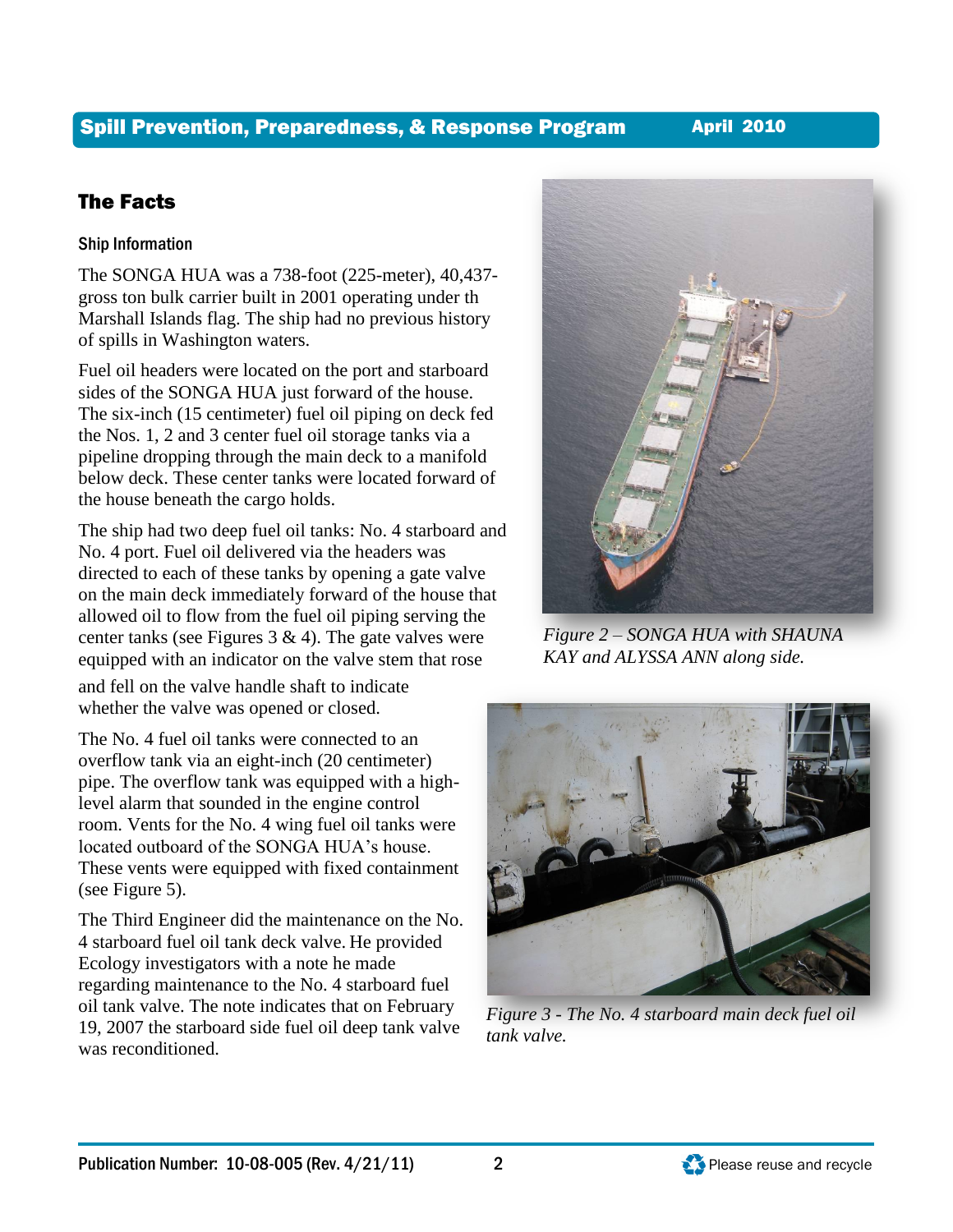## The Facts

### Ship Information

The SONGA HUA was a 738-foot (225-meter), 40,437-gross ton bulk carrier built in 2001 operating under th Marshall Islands flag. The ship had no previous history of spills in Washington waters.

Fuel oil headers were located on the port and starboard sides of the SONGA HUA just forward of the house. The six-inch (15 centimeter) fuel oil piping on deck fed the Nos. 1, 2 and 3 center fuel oil storage tanks via a pipeline dropping through the main deck to a manifold below deck. These center tanks were located forward of the house beneath the cargo holds.

The ship had two deep fuel oil tanks: No. 4 starboard and No. 4 port. Fuel oil delivered via the headers was directed to each of these tanks by opening a gate valve on the main deck immediately forward of the house that allowed oil to flow from the fuel oil piping serving the center tanks (see Figures 3 & 4). The gate valves were equipped with an indicator on the valve stem that rose and fell on the valve handle shaft to indicate whether the valve was opened or closed.

The No. 4 fuel oil tanks were connected to an overflow tank via an eight-inch (20 centimeter) pipe. The overflow tank was equipped with a high-level alarm that sounded in the engine control room. Vents for the No. 4 wing fuel oil tanks were located outboard of the SONGA HUA's house. These vents were equipped with fixed containment (see Figure 5).

The Third Engineer did the maintenance on the No. 4 starboard fuel oil tank deck valve. He provided Ecology investigators with a note he made regarding maintenance to the No. 4 starboard fuel oil tank valve. The note indicates that on February 19, 2007 the starboard side fuel oil deep tank valve was reconditioned.

*Figure 2 – SONGA HUA with SHAUNA KAY and ALYSSA ANN along side.*

*Figure 3 - The No. 4 starboard main deck fuel oil tank valve.*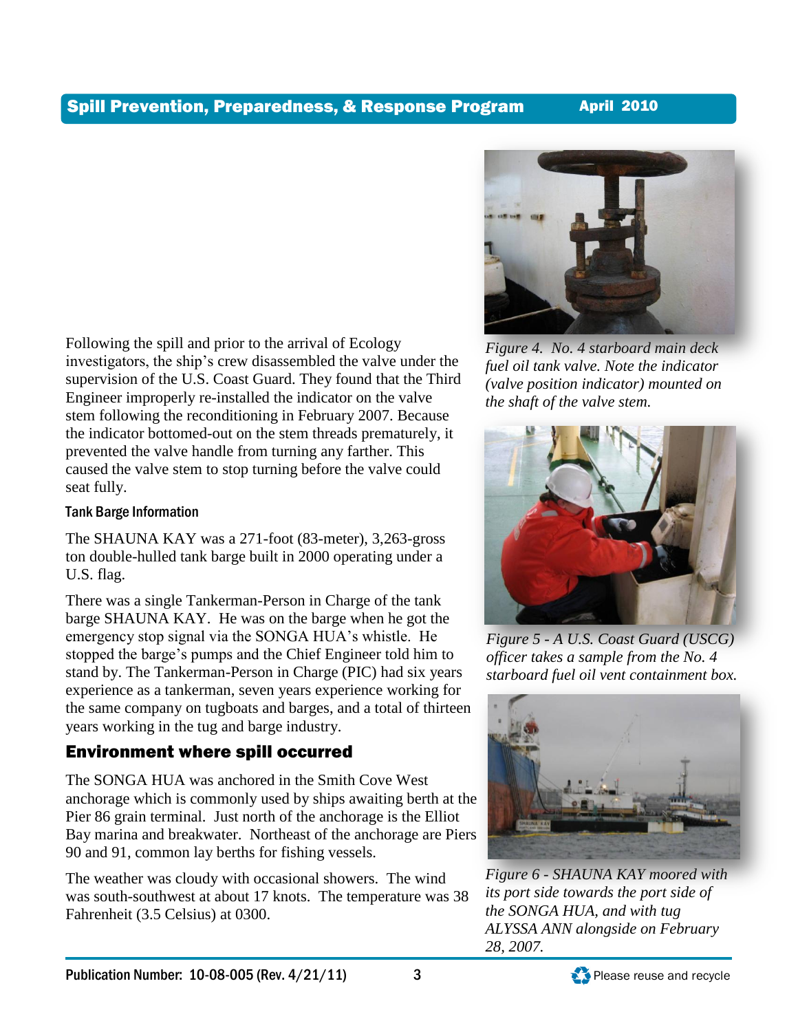Following the spill and prior to the arrival of Ecology investigators, the ship's crew disassembled the valve under the supervision of the U.S. Coast Guard. They found that the Third Engineer improperly re-installed the indicator on the valve stem following the reconditioning in February 2007. Because the indicator bottomed-out on the stem threads prematurely, it prevented the valve handle from turning any farther. This caused the valve stem to stop turning before the valve could seat fully.

### Tank Barge Information

The SHAUNA KAY was a 271-foot (83-meter), 3,263-gross ton double-hulled tank barge built in 2000 operating under a U.S. flag.

There was a single Tankerman-Person in Charge of the tank barge SHAUNA KAY. He was on the barge when he got the emergency stop signal via the SONGA HUA's whistle. He stopped the barge's pumps and the Chief Engineer told him to stand by. The Tankerman-Person in Charge (PIC) had six years experience as a tankerman, seven years experience working for the same company on tugboats and barges, and a total of thirteen years working in the tug and barge industry.

## Environment where spill occurred

The SONGA HUA was anchored in the Smith Cove West anchorage which is commonly used by ships awaiting berth at the Pier 86 grain terminal. Just north of the anchorage is the Elliot Bay marina and breakwater. Northeast of the anchorage are Piers 90 and 91, common lay berths for fishing vessels.

The weather was cloudy with occasional showers. The wind was south-southwest at about 17 knots. The temperature was 38 Fahrenheit (3.5 Celsius) at 0300.

*Figure 4. No. 4 starboard main deck fuel oil tank valve. Note the indicator (valve position indicator) mounted on the shaft of the valve stem.*

*Figure 5 - A U.S. Coast Guard (USCG) officer takes a sample from the No. 4 starboard fuel oil vent containment box.*

*Figure 6 - SHAUNA KAY moored with its port side towards the port side of the SONGA HUA, and with tug ALYSSA ANN alongside on February 28, 2007.*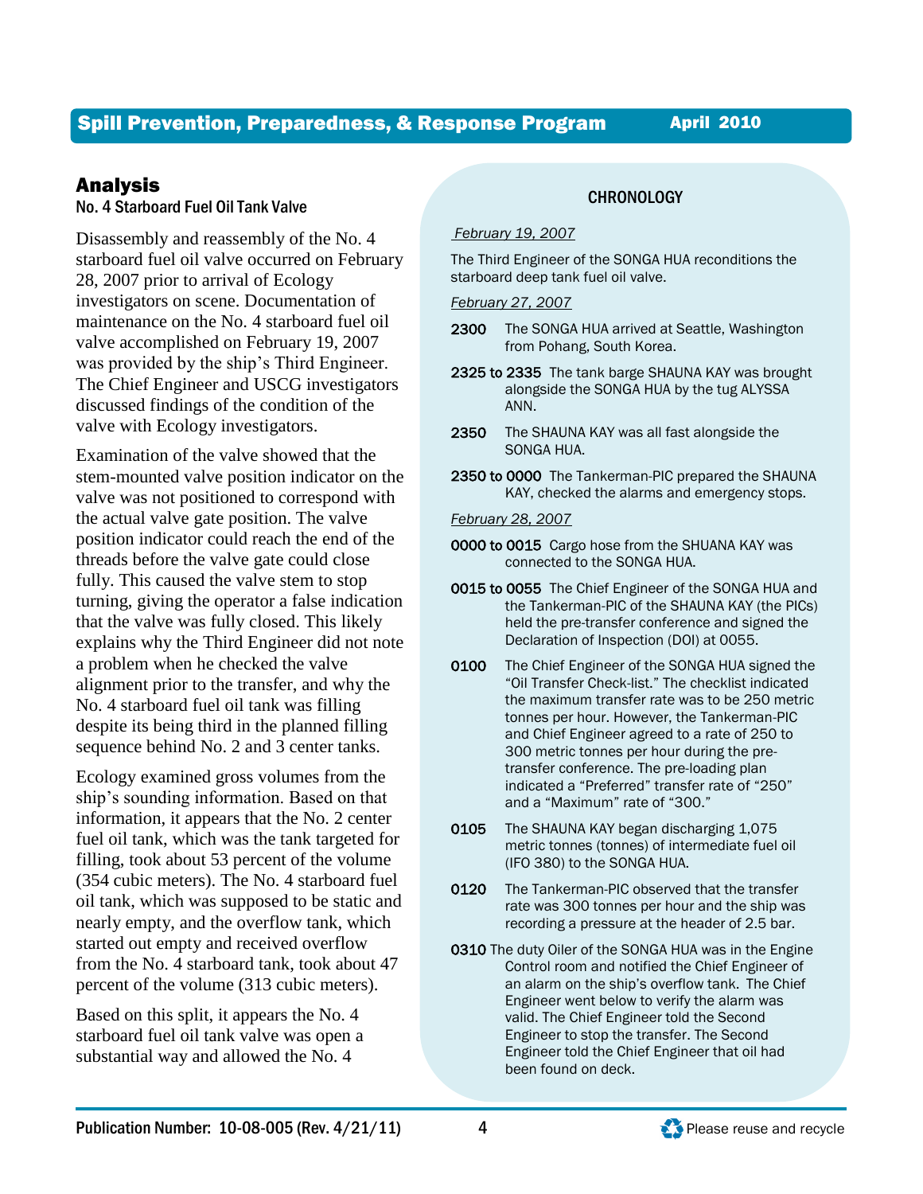## Analysis

### No. 4 Starboard Fuel Oil Tank Valve

Disassembly and reassembly of the No. 4 starboard fuel oil valve occurred on February 28, 2007 prior to arrival of Ecology investigators on scene. Documentation of maintenance on the No. 4 starboard fuel oil valve accomplished on February 19, 2007 was provided by the ship's Third Engineer. The Chief Engineer and USCG investigators discussed findings of the condition of the valve with Ecology investigators.

Examination of the valve showed that the stem-mounted valve position indicator on the valve was not positioned to correspond with the actual valve gate position. The valve position indicator could reach the end of the threads before the valve gate could close fully. This caused the valve stem to stop turning, giving the operator a false indication that the valve was fully closed. This likely explains why the Third Engineer did not note a problem when he checked the valve alignment prior to the transfer, and why the No. 4 starboard fuel oil tank was filling despite its being third in the planned filling sequence behind No. 2 and 3 center tanks.

Ecology examined gross volumes from the ship's sounding information. Based on that information, it appears that the No. 2 center fuel oil tank, which was the tank targeted for filling, took about 53 percent of the volume (354 cubic meters). The No. 4 starboard fuel oil tank, which was supposed to be static and nearly empty, and the overflow tank, which started out empty and received overflow from the No. 4 starboard tank, took about 47 percent of the volume (313 cubic meters).

Based on this split, it appears the No. 4 starboard fuel oil tank valve was open a substantial way and allowed the No. 4

### CHRONOLOGY

*February 19, 2007*

The Third Engineer of the SONGA HUA reconditions the starboard deep tank fuel oil valve.

*February 27, 2007*

**2300** The SONGA HUA arrived at Seattle, Washington from Pohang, South Korea.

**2325 to 2335** The tank barge SHAUNA KAY was brought alongside the SONGA HUA by the tug ALYSSA ANN.

**2350** The SHAUNA KAY was all fast alongside the SONGA HUA.

**2350 to 0000** The Tankerman-PIC prepared the SHAUNA KAY, checked the alarms and emergency stops.

*February 28, 2007*

**0000 to 0015** Cargo hose from the SHUANA KAY was connected to the SONGA HUA.

**0015 to 0055** The Chief Engineer of the SONGA HUA and the Tankerman-PIC of the SHAUNA KAY (the PICs) held the pre-transfer conference and signed the Declaration of Inspection (DOI) at 0055.

**0100** The Chief Engineer of the SONGA HUA signed the "Oil Transfer Check-list." The checklist indicated the maximum transfer rate was to be 250 metric tonnes per hour. However, the Tankerman-PIC and Chief Engineer agreed to a rate of 250 to 300 metric tonnes per hour during the pre-transfer conference. The pre-loading plan indicated a "Preferred" transfer rate of "250" and a "Maximum" rate of "300."

**0105** The SHAUNA KAY began discharging 1,075 metric tonnes (tonnes) of intermediate fuel oil (IFO 380) to the SONGA HUA.

**0120** The Tankerman-PIC observed that the transfer rate was 300 tonnes per hour and the ship was recording a pressure at the header of 2.5 bar.

**0310** The duty Oiler of the SONGA HUA was in the Engine Control room and notified the Chief Engineer of an alarm on the ship's overflow tank. The Chief Engineer went below to verify the alarm was valid. The Chief Engineer told the Second Engineer to stop the transfer. The Second Engineer told the Chief Engineer that oil had been found on deck.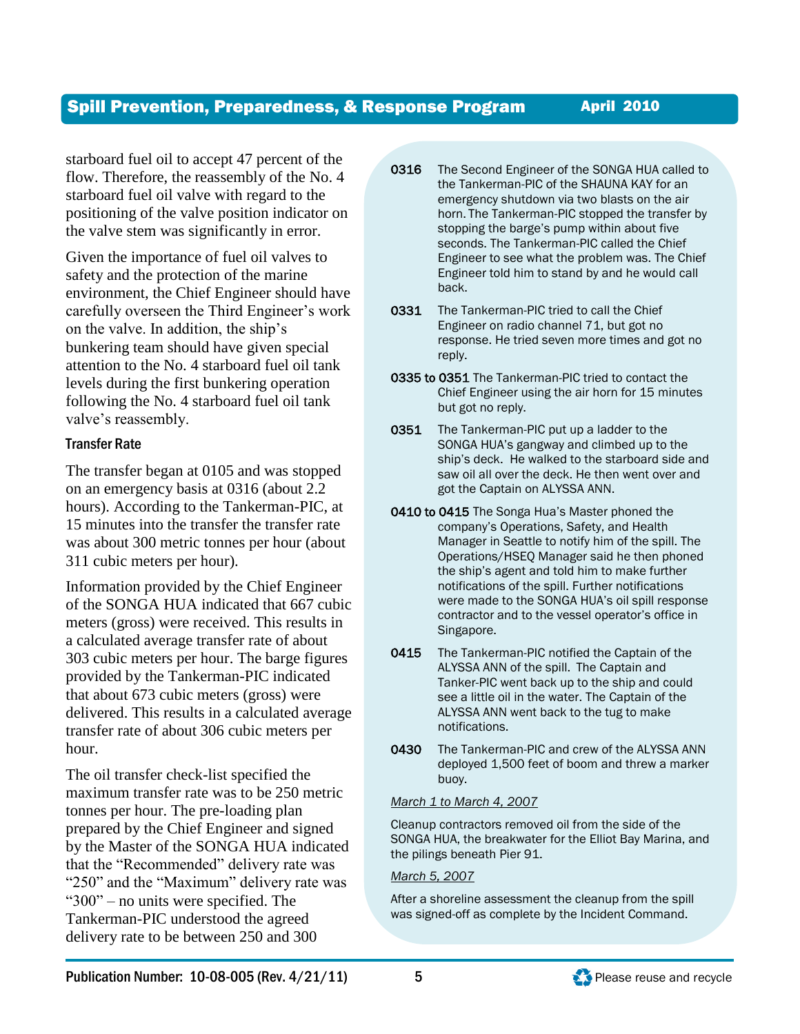starboard fuel oil to accept 47 percent of the flow. Therefore, the reassembly of the No. 4 starboard fuel oil valve with regard to the positioning of the valve position indicator on the valve stem was significantly in error.

Given the importance of fuel oil valves to safety and the protection of the marine environment, the Chief Engineer should have carefully overseen the Third Engineer's work on the valve. In addition, the ship's bunkering team should have given special attention to the No. 4 starboard fuel oil tank levels during the first bunkering operation following the No. 4 starboard fuel oil tank valve's reassembly.

### Transfer Rate

The transfer began at 0105 and was stopped on an emergency basis at 0316 (about 2.2 hours). According to the Tankerman-PIC, at 15 minutes into the transfer the transfer rate was about 300 metric tonnes per hour (about 311 cubic meters per hour).

Information provided by the Chief Engineer of the SONGA HUA indicated that 667 cubic meters (gross) were received. This results in a calculated average transfer rate of about 303 cubic meters per hour. The barge figures provided by the Tankerman-PIC indicated that about 673 cubic meters (gross) were delivered. This results in a calculated average transfer rate of about 306 cubic meters per hour.

The oil transfer check-list specified the maximum transfer rate was to be 250 metric tonnes per hour. The pre-loading plan prepared by the Chief Engineer and signed by the Master of the SONGA HUA indicated that the "Recommended" delivery rate was "250" and the "Maximum" delivery rate was "300" – no units were specified. The Tankerman-PIC understood the agreed delivery rate to be between 250 and 300

**0316** The Second Engineer of the SONGA HUA called to the Tankerman-PIC of the SHAUNA KAY for an emergency shutdown via two blasts on the air horn. The Tankerman-PIC stopped the transfer by stopping the barge's pump within about five seconds. The Tankerman-PIC called the Chief Engineer to see what the problem was. The Chief Engineer told him to stand by and he would call back.

**0331** The Tankerman-PIC tried to call the Chief Engineer on radio channel 71, but got no response. He tried seven more times and got no reply.

**0335 to 0351** The Tankerman-PIC tried to contact the Chief Engineer using the air horn for 15 minutes but got no reply.

**0351** The Tankerman-PIC put up a ladder to the SONGA HUA's gangway and climbed up to the ship's deck. He walked to the starboard side and saw oil all over the deck. He then went over and got the Captain on ALYSSA ANN.

**0410 to 0415** The Songa Hua's Master phoned the company's Operations, Safety, and Health Manager in Seattle to notify him of the spill. The Operations/HSEQ Manager said he then phoned the ship's agent and told him to make further notifications of the spill. Further notifications were made to the SONGA HUA's oil spill response contractor and to the vessel operator's office in Singapore.

**0415** The Tankerman-PIC notified the Captain of the ALYSSA ANN of the spill. The Captain and Tanker-PIC went back up to the ship and could see a little oil in the water. The Captain of the ALYSSA ANN went back to the tug to make notifications.

**0430** The Tankerman-PIC and crew of the ALYSSA ANN deployed 1,500 feet of boom and threw a marker buoy.

*March 1 to March 4, 2007*

Cleanup contractors removed oil from the side of the SONGA HUA, the breakwater for the Elliot Bay Marina, and the pilings beneath Pier 91.

*March 5, 2007*

After a shoreline assessment the cleanup from the spill was signed-off as complete by the Incident Command.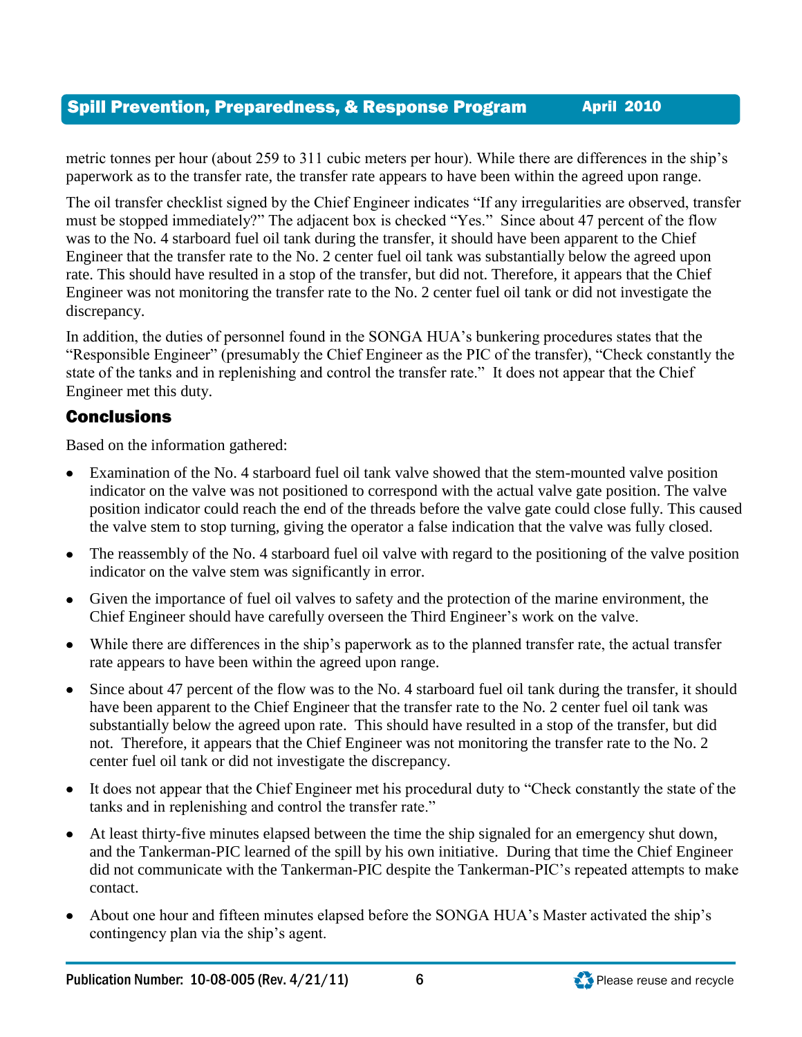metric tonnes per hour (about 259 to 311 cubic meters per hour). While there are differences in the ship's paperwork as to the transfer rate, the transfer rate appears to have been within the agreed upon range.

The oil transfer checklist signed by the Chief Engineer indicates "If any irregularities are observed, transfer must be stopped immediately?" The adjacent box is checked "Yes." Since about 47 percent of the flow was to the No. 4 starboard fuel oil tank during the transfer, it should have been apparent to the Chief Engineer that the transfer rate to the No. 2 center fuel oil tank was substantially below the agreed upon rate. This should have resulted in a stop of the transfer, but did not. Therefore, it appears that the Chief Engineer was not monitoring the transfer rate to the No. 2 center fuel oil tank or did not investigate the discrepancy.

In addition, the duties of personnel found in the SONGA HUA's bunkering procedures states that the "Responsible Engineer" (presumably the Chief Engineer as the PIC of the transfer), "Check constantly the state of the tanks and in replenishing and control the transfer rate." It does not appear that the Chief Engineer met this duty.

## Conclusions

Based on the information gathered:

- Examination of the No. 4 starboard fuel oil tank valve showed that the stem-mounted valve position indicator on the valve was not positioned to correspond with the actual valve gate position. The valve position indicator could reach the end of the threads before the valve gate could close fully. This caused the valve stem to stop turning, giving the operator a false indication that the valve was fully closed.
- The reassembly of the No. 4 starboard fuel oil valve with regard to the positioning of the valve position indicator on the valve stem was significantly in error.
- Given the importance of fuel oil valves to safety and the protection of the marine environment, the Chief Engineer should have carefully overseen the Third Engineer's work on the valve.
- While there are differences in the ship's paperwork as to the planned transfer rate, the actual transfer rate appears to have been within the agreed upon range.
- Since about 47 percent of the flow was to the No. 4 starboard fuel oil tank during the transfer, it should have been apparent to the Chief Engineer that the transfer rate to the No. 2 center fuel oil tank was substantially below the agreed upon rate. This should have resulted in a stop of the transfer, but did not. Therefore, it appears that the Chief Engineer was not monitoring the transfer rate to the No. 2 center fuel oil tank or did not investigate the discrepancy.
- It does not appear that the Chief Engineer met his procedural duty to "Check constantly the state of the tanks and in replenishing and control the transfer rate."
- At least thirty-five minutes elapsed between the time the ship signaled for an emergency shut down, and the Tankerman-PIC learned of the spill by his own initiative. During that time the Chief Engineer did not communicate with the Tankerman-PIC despite the Tankerman-PIC's repeated attempts to make contact.
- About one hour and fifteen minutes elapsed before the SONGA HUA's Master activated the ship's contingency plan via the ship's agent.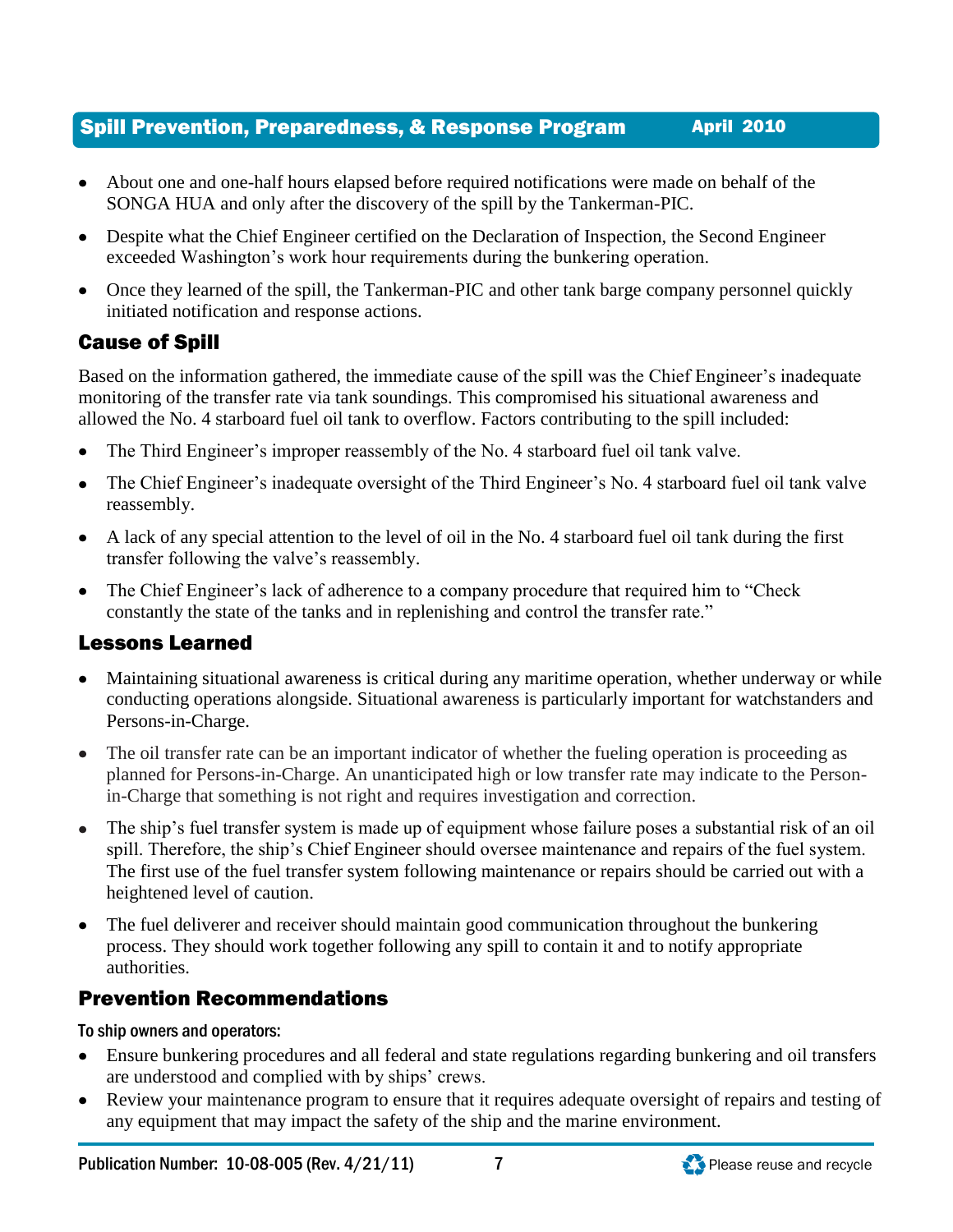- About one and one-half hours elapsed before required notifications were made on behalf of the SONGA HUA and only after the discovery of the spill by the Tankerman-PIC.
- Despite what the Chief Engineer certified on the Declaration of Inspection, the Second Engineer exceeded Washington's work hour requirements during the bunkering operation.
- Once they learned of the spill, the Tankerman-PIC and other tank barge company personnel quickly initiated notification and response actions.

## Cause of Spill

Based on the information gathered, the immediate cause of the spill was the Chief Engineer's inadequate monitoring of the transfer rate via tank soundings. This compromised his situational awareness and allowed the No. 4 starboard fuel oil tank to overflow. Factors contributing to the spill included:

- The Third Engineer's improper reassembly of the No. 4 starboard fuel oil tank valve.
- The Chief Engineer's inadequate oversight of the Third Engineer's No. 4 starboard fuel oil tank valve reassembly.
- A lack of any special attention to the level of oil in the No. 4 starboard fuel oil tank during the first transfer following the valve's reassembly.
- The Chief Engineer's lack of adherence to a company procedure that required him to "Check constantly the state of the tanks and in replenishing and control the transfer rate."

## Lessons Learned

- Maintaining situational awareness is critical during any maritime operation, whether underway or while conducting operations alongside. Situational awareness is particularly important for watchstanders and Persons-in-Charge.
- The oil transfer rate can be an important indicator of whether the fueling operation is proceeding as planned for Persons-in-Charge. An unanticipated high or low transfer rate may indicate to the Person-in-Charge that something is not right and requires investigation and correction.
- The ship's fuel transfer system is made up of equipment whose failure poses a substantial risk of an oil spill. Therefore, the ship's Chief Engineer should oversee maintenance and repairs of the fuel system. The first use of the fuel transfer system following maintenance or repairs should be carried out with a heightened level of caution.
- The fuel deliverer and receiver should maintain good communication throughout the bunkering process. They should work together following any spill to contain it and to notify appropriate authorities.

## Prevention Recommendations

**To ship owners and operators:**

- Ensure bunkering procedures and all federal and state regulations regarding bunkering and oil transfers are understood and complied with by ships' crews.
- Review your maintenance program to ensure that it requires adequate oversight of repairs and testing of any equipment that may impact the safety of the ship and the marine environment.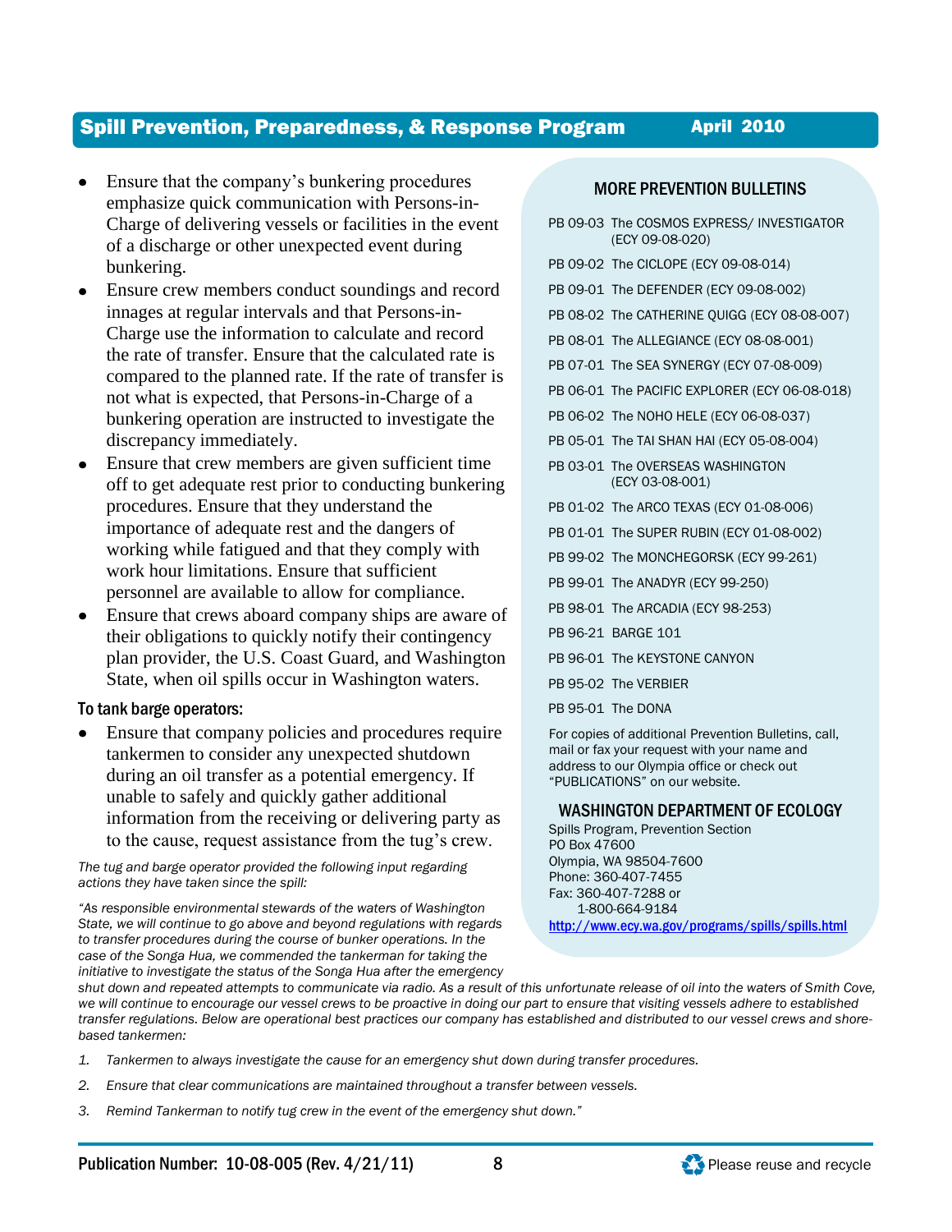- Ensure that the company's bunkering procedures emphasize quick communication with Persons-in-Charge of delivering vessels or facilities in the event of a discharge or other unexpected event during bunkering.
- Ensure crew members conduct soundings and record innages at regular intervals and that Persons-in-Charge use the information to calculate and record the rate of transfer. Ensure that the calculated rate is compared to the planned rate. If the rate of transfer is not what is expected, that Persons-in-Charge of a bunkering operation are instructed to investigate the discrepancy immediately.
- Ensure that crew members are given sufficient time off to get adequate rest prior to conducting bunkering procedures. Ensure that they understand the importance of adequate rest and the dangers of working while fatigued and that they comply with work hour limitations. Ensure that sufficient personnel are available to allow for compliance.
- Ensure that crews aboard company ships are aware of their obligations to quickly notify their contingency plan provider, the U.S. Coast Guard, and Washington State, when oil spills occur in Washington waters.

### To tank barge operators:

- Ensure that company policies and procedures require tankermen to consider any unexpected shutdown during an oil transfer as a potential emergency. If unable to safely and quickly gather additional information from the receiving or delivering party as to the cause, request assistance from the tug's crew.

*The tug and barge operator provided the following input regarding actions they have taken since the spill:*

*"As responsible environmental stewards of the waters of Washington State, we will continue to go above and beyond regulations with regards to transfer procedures during the course of bunker operations. In the case of the Songa Hua, we commended the tankerman for taking the initiative to investigate the status of the Songa Hua after the emergency shut down and repeated attempts to communicate via radio. As a result of this unfortunate release of oil into the waters of Smith Cove, we will continue to encourage our vessel crews to be proactive in doing our part to ensure that visiting vessels adhere to established transfer regulations. Below are operational best practices our company has established and distributed to our vessel crews and shore-based tankermen:*

1. *Tankermen to always investigate the cause for an emergency shut down during transfer procedures.*
2. *Ensure that clear communications are maintained throughout a transfer between vessels.*
3. *Remind Tankerman to notify tug crew in the event of the emergency shut down."*

### MORE PREVENTION BULLETINS

- PB 09-03 The COSMOS EXPRESS/ INVESTIGATOR (ECY 09-08-020)
- PB 09-02 The CICLOPE (ECY 09-08-014)
- PB 09-01 The DEFENDER (ECY 09-08-002)
- PB 08-02 The CATHERINE QUIGG (ECY 08-08-007)
- PB 08-01 The ALLEGIANCE (ECY 08-08-001)
- PB 07-01 The SEA SYNERGY (ECY 07-08-009)
- PB 06-01 The PACIFIC EXPLORER (ECY 06-08-018)
- PB 06-02 The NOHO HELE (ECY 06-08-037)
- PB 05-01 The TAI SHAN HAI (ECY 05-08-004)
- PB 03-01 The OVERSEAS WASHINGTON (ECY 03-08-001)
- PB 01-02 The ARCO TEXAS (ECY 01-08-006)
- PB 01-01 The SUPER RUBIN (ECY 01-08-002)
- PB 99-02 The MONCHEGORSK (ECY 99-261)
- PB 99-01 The ANADYR (ECY 99-250)
- PB 98-01 The ARCADIA (ECY 98-253)
- PB 96-21 BARGE 101
- PB 96-01 The KEYSTONE CANYON
- PB 95-02 The VERBIER
- PB 95-01 The DONA

For copies of additional Prevention Bulletins, call, mail or fax your request with your name and address to our Olympia office or check out "PUBLICATIONS" on our website.

### WASHINGTON DEPARTMENT OF ECOLOGY

Spills Program, Prevention Section
PO Box 47600
Olympia, WA 98504-7600
Phone: 360-407-7455
Fax: 360-407-7288 or
1-800-664-9184
http://www.ecy.wa.gov/programs/spills/spills.html

Publication Number: 10-08-005 (Rev. 4/21/11)

Please reuse and recycle